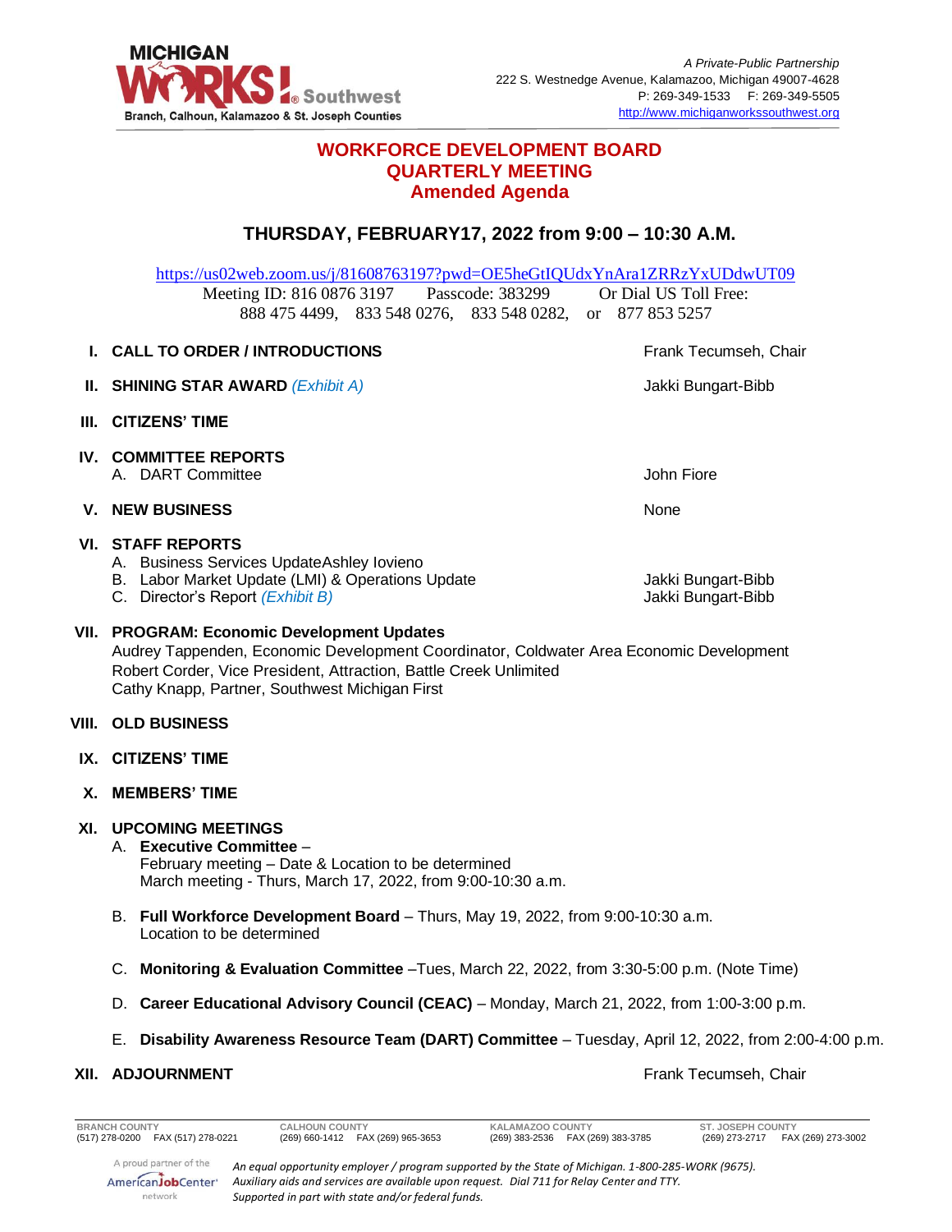MICHIGAN WORKS! Southwest
Branch, Calhoun, Kalamazoo & St. Joseph Counties

*A Private-Public Partnership*
222 S. Westnedge Avenue, Kalamazoo, Michigan 49007-4628
P: 269-349-1533 F: 269-349-5505
http://www.michiganworkssouthwest.org

# WORKFORCE DEVELOPMENT BOARD
# QUARTERLY MEETING
# Amended Agenda

## THURSDAY, FEBRUARY17, 2022 from 9:00 – 10:30 A.M.

https://us02web.zoom.us/j/81608763197?pwd=OE5heGtIQUdxYnAra1ZRRzYxUDdwUT09
Meeting ID: 816 0876 3197 Passcode: 383299 Or Dial US Toll Free:
888 475 4499, 833 548 0276, 833 548 0282, or 877 853 5257

**I. CALL TO ORDER / INTRODUCTIONS** — Frank Tecumseh, Chair

**II. SHINING STAR AWARD** *(Exhibit A)* — Jakki Bungart-Bibb

**III. CITIZENS' TIME**

**IV. COMMITTEE REPORTS**
A. DART Committee — John Fiore

**V. NEW BUSINESS** — None

**VI. STAFF REPORTS**
A. Business Services UpdateAshley Iovieno
B. Labor Market Update (LMI) & Operations Update — Jakki Bungart-Bibb
C. Director's Report *(Exhibit B)* — Jakki Bungart-Bibb

**VII. PROGRAM: Economic Development Updates**
Audrey Tappenden, Economic Development Coordinator, Coldwater Area Economic Development
Robert Corder, Vice President, Attraction, Battle Creek Unlimited
Cathy Knapp, Partner, Southwest Michigan First

**VIII. OLD BUSINESS**

**IX. CITIZENS' TIME**

**X. MEMBERS' TIME**

**XI. UPCOMING MEETINGS**
A. **Executive Committee** –
February meeting – Date & Location to be determined
March meeting - Thurs, March 17, 2022, from 9:00-10:30 a.m.

B. **Full Workforce Development Board** – Thurs, May 19, 2022, from 9:00-10:30 a.m.
Location to be determined

C. **Monitoring & Evaluation Committee** –Tues, March 22, 2022, from 3:30-5:00 p.m. (Note Time)

D. **Career Educational Advisory Council (CEAC)** – Monday, March 21, 2022, from 1:00-3:00 p.m.

E. **Disability Awareness Resource Team (DART) Committee** – Tuesday, April 12, 2022, from 2:00-4:00 p.m.

**XII. ADJOURNMENT** — Frank Tecumseh, Chair

| BRANCH COUNTY | CALHOUN COUNTY | KALAMAZOO COUNTY | ST. JOSEPH COUNTY |
|---|---|---|---|
| (517) 278-0200 FAX (517) 278-0221 | (269) 660-1412 FAX (269) 965-3653 | (269) 383-2536 FAX (269) 383-3785 | (269) 273-2717 FAX (269) 273-3002 |

A proud partner of the AmericanJobCenter network

*An equal opportunity employer / program supported by the State of Michigan. 1-800-285-WORK (9675). Auxiliary aids and services are available upon request. Dial 711 for Relay Center and TTY. Supported in part with state and/or federal funds.*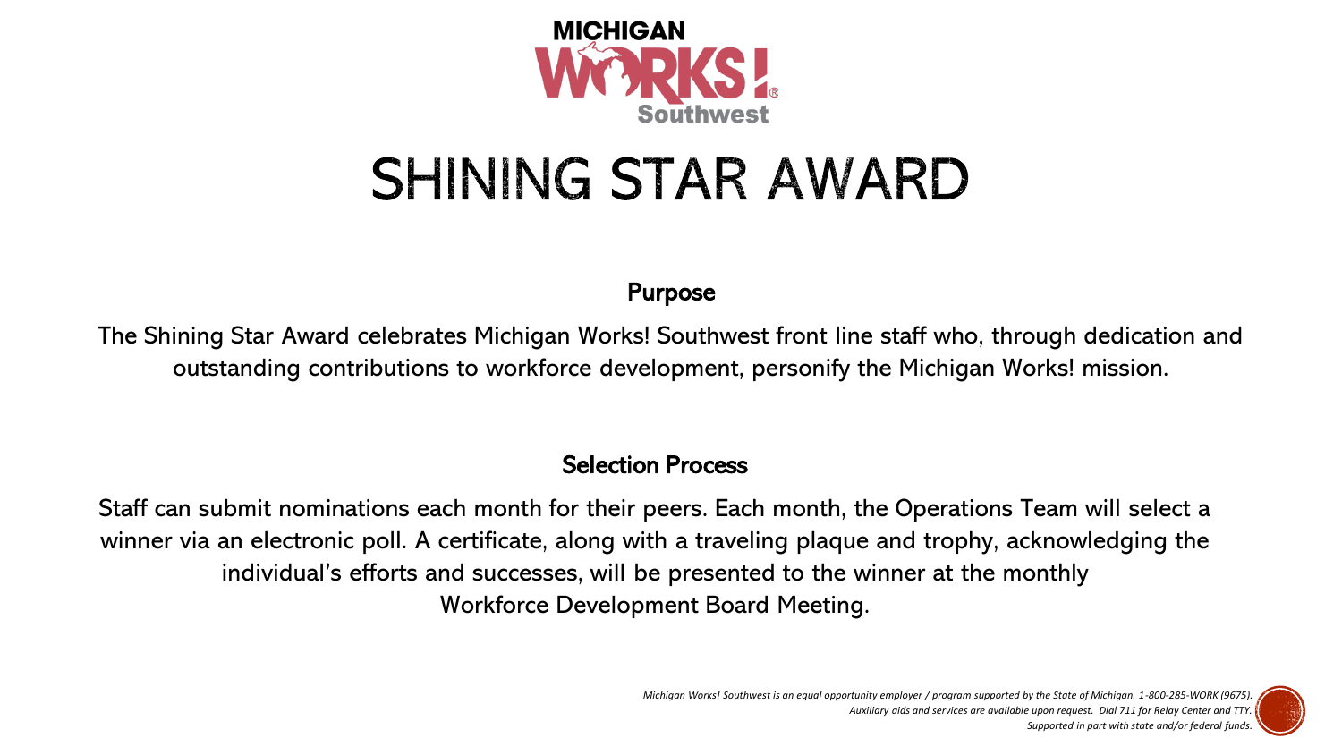MICHIGAN WORKS! Southwest

# SHINING STAR AWARD

## Purpose

The Shining Star Award celebrates Michigan Works! Southwest front line staff who, through dedication and outstanding contributions to workforce development, personify the Michigan Works! mission.

## Selection Process

Staff can submit nominations each month for their peers. Each month, the Operations Team will select a winner via an electronic poll. A certificate, along with a traveling plaque and trophy, acknowledging the individual's efforts and successes, will be presented to the winner at the monthly Workforce Development Board Meeting.

*Michigan Works! Southwest is an equal opportunity employer / program supported by the State of Michigan. 1-800-285-WORK (9675). Auxiliary aids and services are available upon request. Dial 711 for Relay Center and TTY. Supported in part with state and/or federal funds.*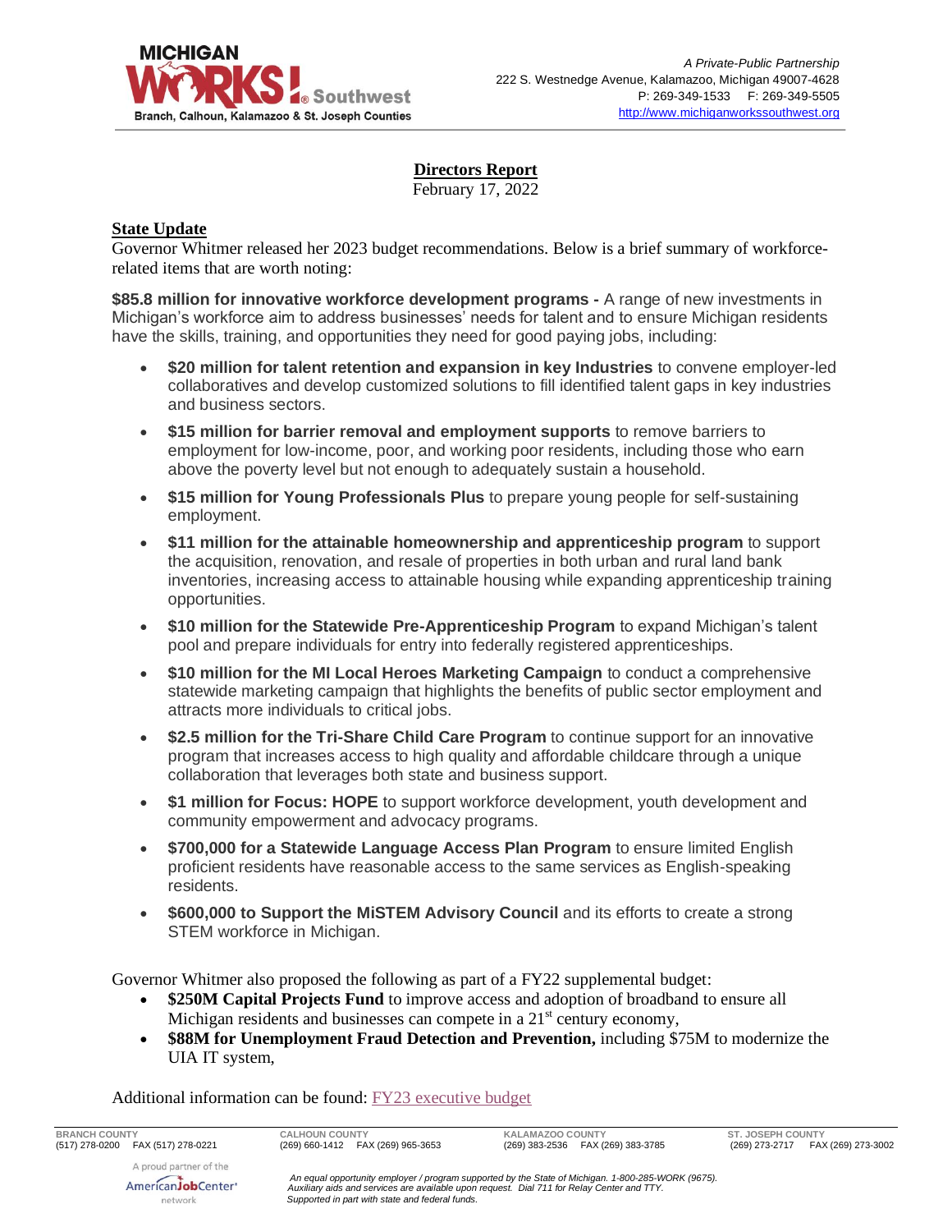## Directors Report

February 17, 2022

**State Update**

Governor Whitmer released her 2023 budget recommendations. Below is a brief summary of workforce-related items that are worth noting:

**$85.8 million for innovative workforce development programs -** A range of new investments in Michigan's workforce aim to address businesses' needs for talent and to ensure Michigan residents have the skills, training, and opportunities they need for good paying jobs, including:

- **$20 million for talent retention and expansion in key Industries** to convene employer-led collaboratives and develop customized solutions to fill identified talent gaps in key industries and business sectors.
- **$15 million for barrier removal and employment supports** to remove barriers to employment for low-income, poor, and working poor residents, including those who earn above the poverty level but not enough to adequately sustain a household.
- **$15 million for Young Professionals Plus** to prepare young people for self-sustaining employment.
- **$11 million for the attainable homeownership and apprenticeship program** to support the acquisition, renovation, and resale of properties in both urban and rural land bank inventories, increasing access to attainable housing while expanding apprenticeship training opportunities.
- **$10 million for the Statewide Pre-Apprenticeship Program** to expand Michigan's talent pool and prepare individuals for entry into federally registered apprenticeships.
- **$10 million for the MI Local Heroes Marketing Campaign** to conduct a comprehensive statewide marketing campaign that highlights the benefits of public sector employment and attracts more individuals to critical jobs.
- **$2.5 million for the Tri-Share Child Care Program** to continue support for an innovative program that increases access to high quality and affordable childcare through a unique collaboration that leverages both state and business support.
- **$1 million for Focus: HOPE** to support workforce development, youth development and community empowerment and advocacy programs.
- **$700,000 for a Statewide Language Access Plan Program** to ensure limited English proficient residents have reasonable access to the same services as English-speaking residents.
- **$600,000 to Support the MiSTEM Advisory Council** and its efforts to create a strong STEM workforce in Michigan.

Governor Whitmer also proposed the following as part of a FY22 supplemental budget:

- **$250M Capital Projects Fund** to improve access and adoption of broadband to ensure all Michigan residents and businesses can compete in a 21st century economy,
- **$88M for Unemployment Fraud Detection and Prevention,** including $75M to modernize the UIA IT system,

Additional information can be found: FY23 executive budget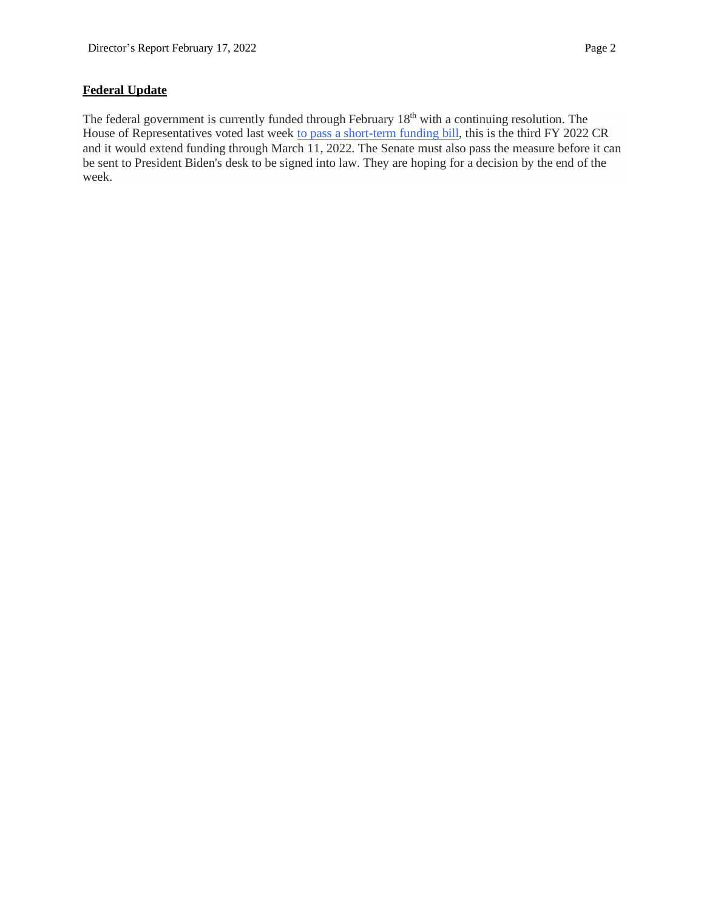## Federal Update

The federal government is currently funded through February 18th with a continuing resolution. The House of Representatives voted last week to pass a short-term funding bill, this is the third FY 2022 CR and it would extend funding through March 11, 2022. The Senate must also pass the measure before it can be sent to President Biden's desk to be signed into law. They are hoping for a decision by the end of the week.